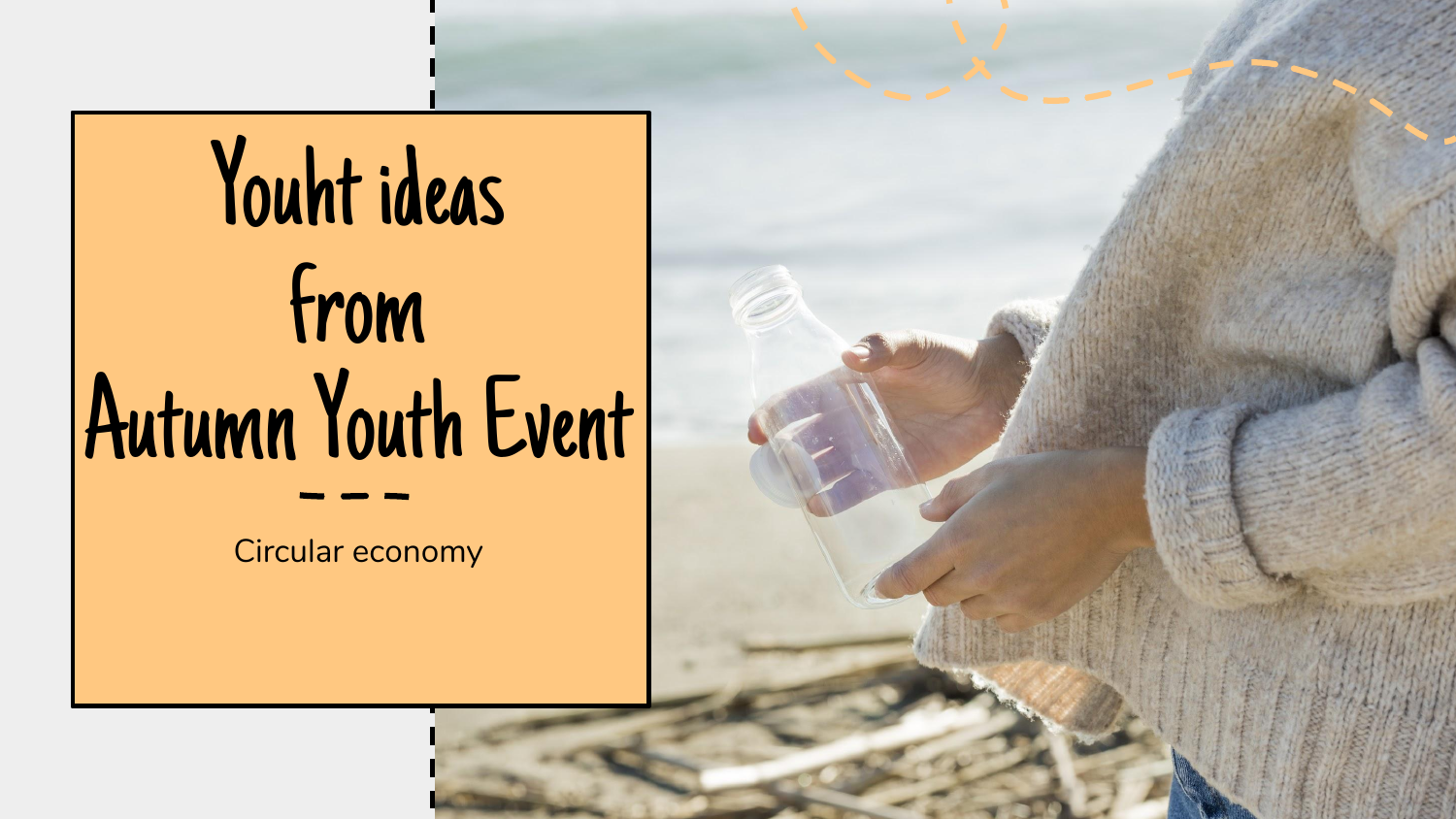# Youht ideas from Autumn Youth Event

---

Circular economy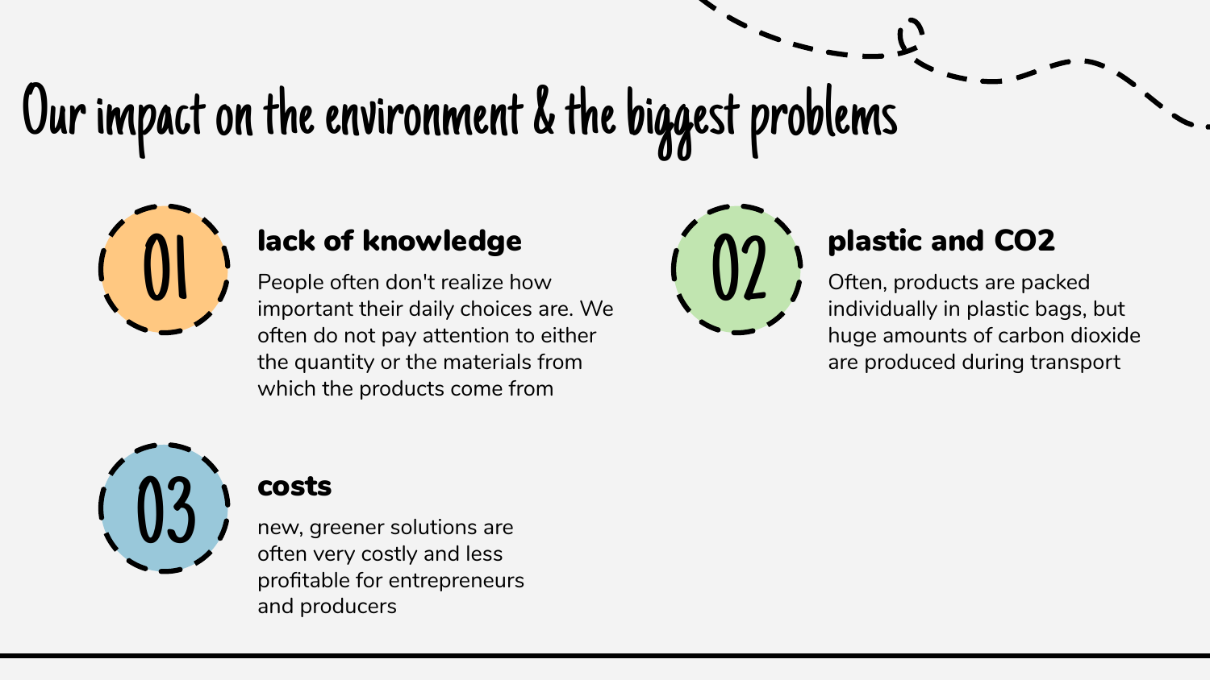# Our impact on the environment & the biggest problems

## 01

### lack of knowledge

People often don't realize how important their daily choices are. We often do not pay attention to either the quantity or the materials from which the products come from

## 02

### plastic and CO2

Often, products are packed individually in plastic bags, but huge amounts of carbon dioxide are produced during transport

## 03

### costs

new, greener solutions are often very costly and less profitable for entrepreneurs and producers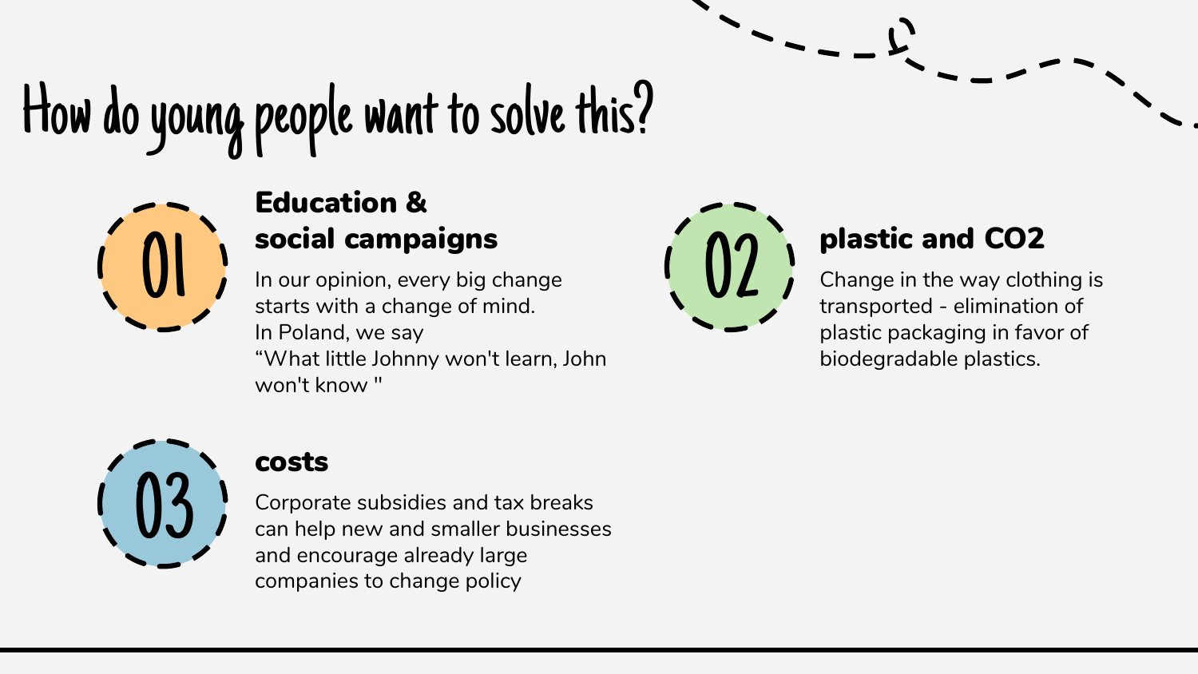# How do young people want to solve this?

## 01 Education & social campaigns

In our opinion, every big change starts with a change of mind.
In Poland, we say
“What little Johnny won't learn, John won't know "

## 02 plastic and $CO_2$

Change in the way clothing is transported - elimination of plastic packaging in favor of biodegradable plastics.

## 03 costs

Corporate subsidies and tax breaks can help new and smaller businesses and encourage already large companies to change policy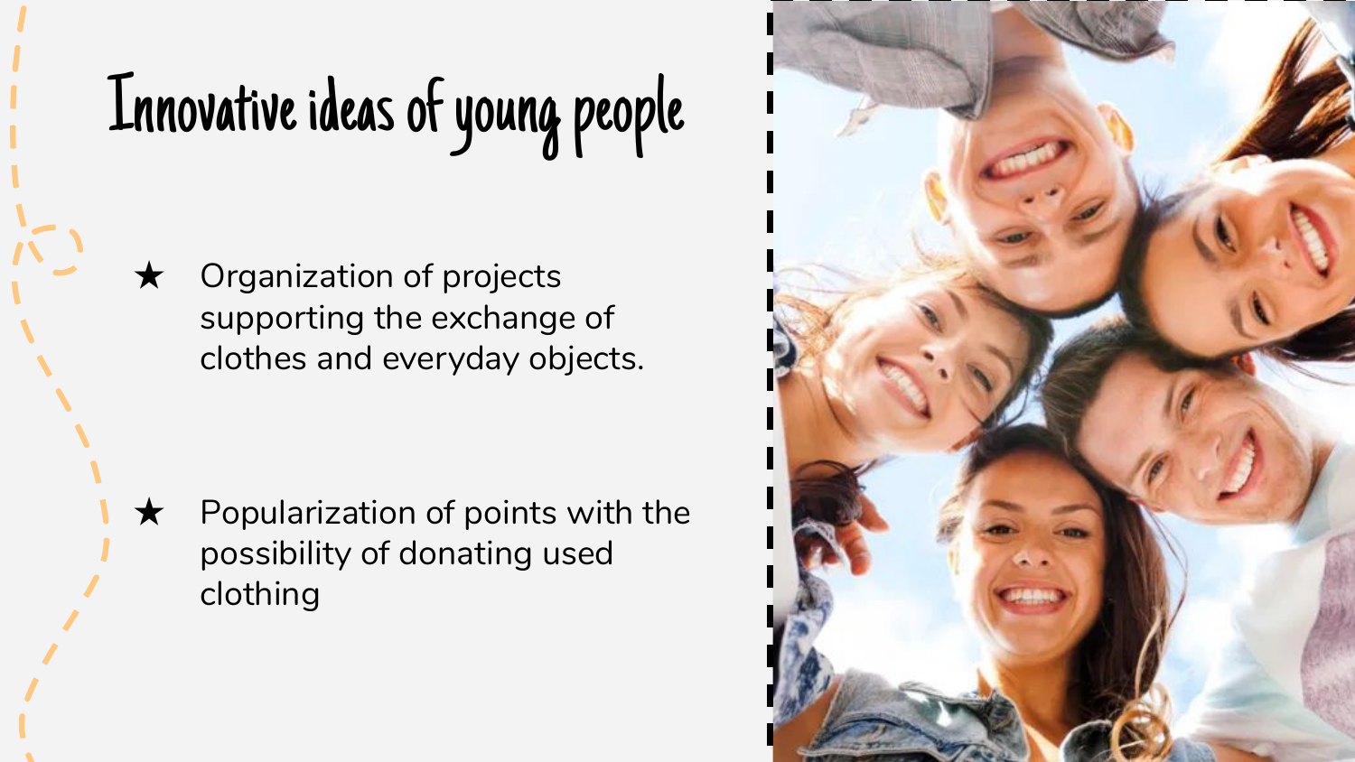# Innovative ideas of young people

- Organization of projects supporting the exchange of clothes and everyday objects.
- Popularization of points with the possibility of donating used clothing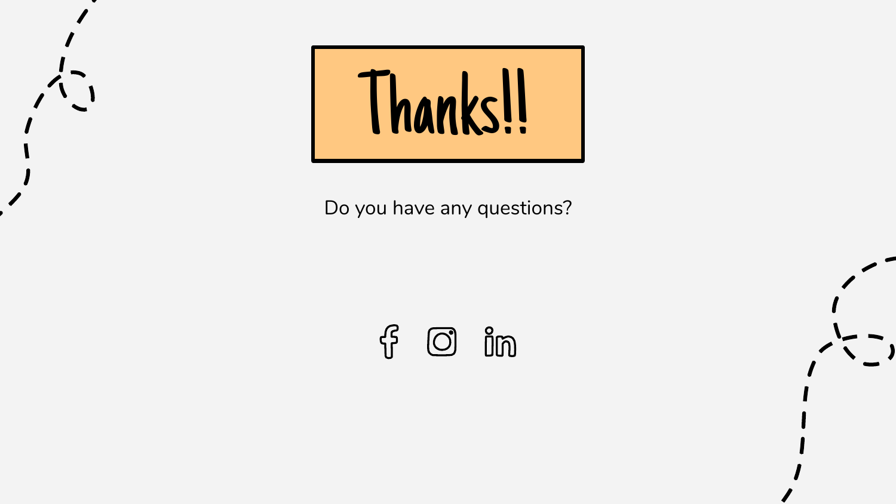# Thanks!!

Do you have any questions?